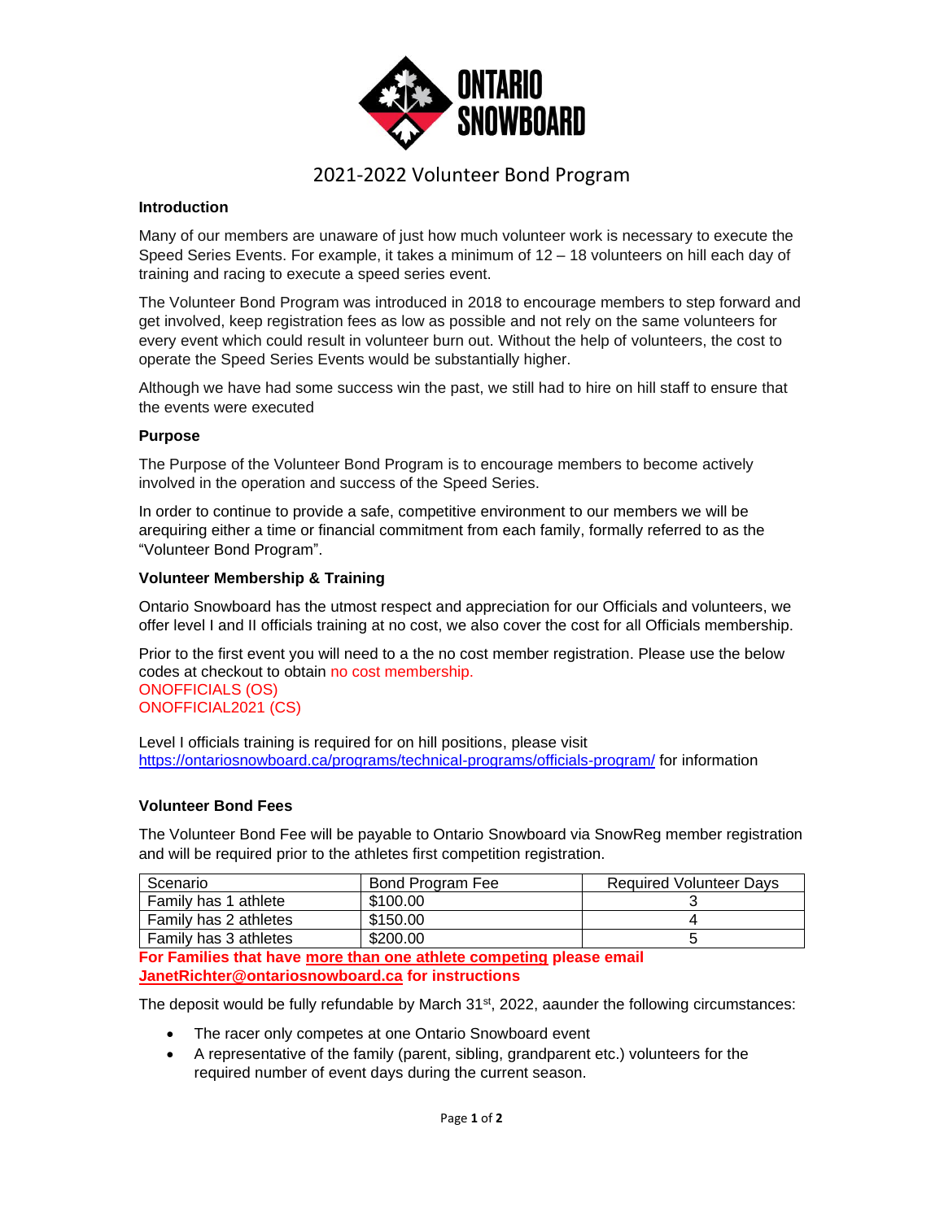# 2021-2022 Volunteer Bond Program

**Introduction**

Many of our members are unaware of just how much volunteer work is necessary to execute the Speed Series Events. For example, it takes a minimum of 12 – 18 volunteers on hill each day of training and racing to execute a speed series event.

The Volunteer Bond Program was introduced in 2018 to encourage members to step forward and get involved, keep registration fees as low as possible and not rely on the same volunteers for every event which could result in volunteer burn out. Without the help of volunteers, the cost to operate the Speed Series Events would be substantially higher.

Although we have had some success win the past, we still had to hire on hill staff to ensure that the events were executed

**Purpose**

The Purpose of the Volunteer Bond Program is to encourage members to become actively involved in the operation and success of the Speed Series.

In order to continue to provide a safe, competitive environment to our members we will be arequiring either a time or financial commitment from each family, formally referred to as the "Volunteer Bond Program".

**Volunteer Membership & Training**

Ontario Snowboard has the utmost respect and appreciation for our Officials and volunteers, we offer level I and II officials training at no cost, we also cover the cost for all Officials membership.

Prior to the first event you will need to a the no cost member registration. Please use the below codes at checkout to obtain no cost membership.
ONOFFICIALS (OS)
ONOFFICIAL2021 (CS)

Level I officials training is required for on hill positions, please visit https://ontariosnowboard.ca/programs/technical-programs/officials-program/ for information

**Volunteer Bond Fees**

The Volunteer Bond Fee will be payable to Ontario Snowboard via SnowReg member registration and will be required prior to the athletes first competition registration.

| Scenario | Bond Program Fee | Required Volunteer Days |
|---|---|---|
| Family has 1 athlete | $100.00 | 3 |
| Family has 2 athletes | $150.00 | 4 |
| Family has 3 athletes | $200.00 | 5 |

**For Families that have more than one athlete competing please email JanetRichter@ontariosnowboard.ca for instructions**

The deposit would be fully refundable by March 31st, 2022, aaunder the following circumstances:

- The racer only competes at one Ontario Snowboard event
- A representative of the family (parent, sibling, grandparent etc.) volunteers for the required number of event days during the current season.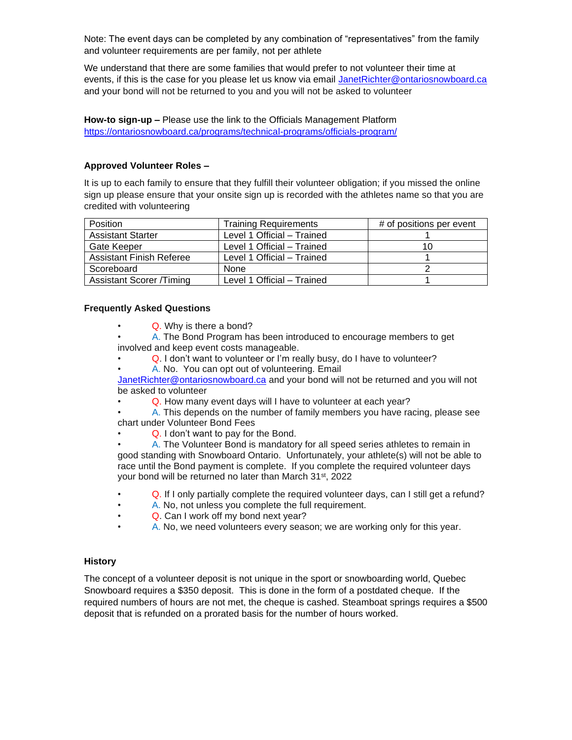Note: The event days can be completed by any combination of "representatives" from the family and volunteer requirements are per family, not per athlete

We understand that there are some families that would prefer to not volunteer their time at events, if this is the case for you please let us know via email JanetRichter@ontariosnowboard.ca and your bond will not be returned to you and you will not be asked to volunteer

**How-to sign-up –** Please use the link to the Officials Management Platform https://ontariosnowboard.ca/programs/technical-programs/officials-program/

**Approved Volunteer Roles –**

It is up to each family to ensure that they fulfill their volunteer obligation; if you missed the online sign up please ensure that your onsite sign up is recorded with the athletes name so that you are credited with volunteering

| Position | Training Requirements | # of positions per event |
|---|---|---|
| Assistant Starter | Level 1 Official – Trained | 1 |
| Gate Keeper | Level 1 Official – Trained | 10 |
| Assistant Finish Referee | Level 1 Official – Trained | 1 |
| Scoreboard | None | 2 |
| Assistant Scorer /Timing | Level 1 Official – Trained | 1 |

**Frequently Asked Questions**

- Q. Why is there a bond?
- A. The Bond Program has been introduced to encourage members to get involved and keep event costs manageable.
- Q. I don't want to volunteer or I'm really busy, do I have to volunteer?
- A. No. You can opt out of volunteering. Email JanetRichter@ontariosnowboard.ca and your bond will not be returned and you will not be asked to volunteer
- Q. How many event days will I have to volunteer at each year?
- A. This depends on the number of family members you have racing, please see chart under Volunteer Bond Fees
- Q. I don't want to pay for the Bond.
- A. The Volunteer Bond is mandatory for all speed series athletes to remain in good standing with Snowboard Ontario. Unfortunately, your athlete(s) will not be able to race until the Bond payment is complete. If you complete the required volunteer days your bond will be returned no later than March 31st, 2022
- Q. If I only partially complete the required volunteer days, can I still get a refund?
- A. No, not unless you complete the full requirement.
- Q. Can I work off my bond next year?
- A. No, we need volunteers every season; we are working only for this year.

**History**

The concept of a volunteer deposit is not unique in the sport or snowboarding world, Quebec Snowboard requires a $350 deposit. This is done in the form of a postdated cheque. If the required numbers of hours are not met, the cheque is cashed. Steamboat springs requires a $500 deposit that is refunded on a prorated basis for the number of hours worked.